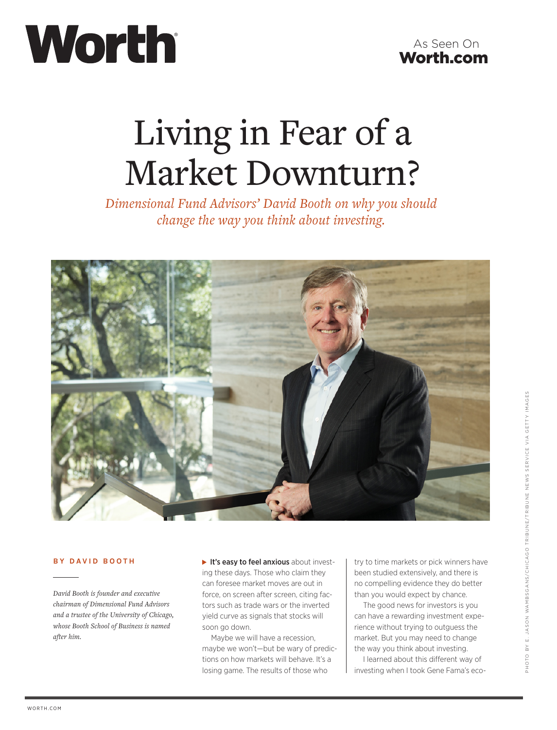# Living in Fear of a Market Downturn?

*Dimensional Fund Advisors' David Booth on why you should change the way you think about investing.*

PHOTO BY E. JASON WAMBSGANS/CHICAGO TRIBUNE/TRIBUNE NEWS SERVICE VIA GETTY IMAGES

**BY DAVID BOOTH**

*David Booth is founder and executive chairman of Dimensional Fund Advisors and a trustee of the University of Chicago, whose Booth School of Business is named after him.*

**It's easy to feel anxious** about investing these days. Those who claim they can foresee market moves are out in force, on screen after screen, citing factors such as trade wars or the inverted yield curve as signals that stocks will soon go down.

Maybe we will have a recession, maybe we won't—but be wary of predictions on how markets will behave. It's a losing game. The results of those who try to time markets or pick winners have been studied extensively, and there is no compelling evidence they do better than you would expect by chance.

The good news for investors is you can have a rewarding investment experience without trying to outguess the market. But you may need to change the way you think about investing.

I learned about this different way of investing when I took Gene Fama's eco-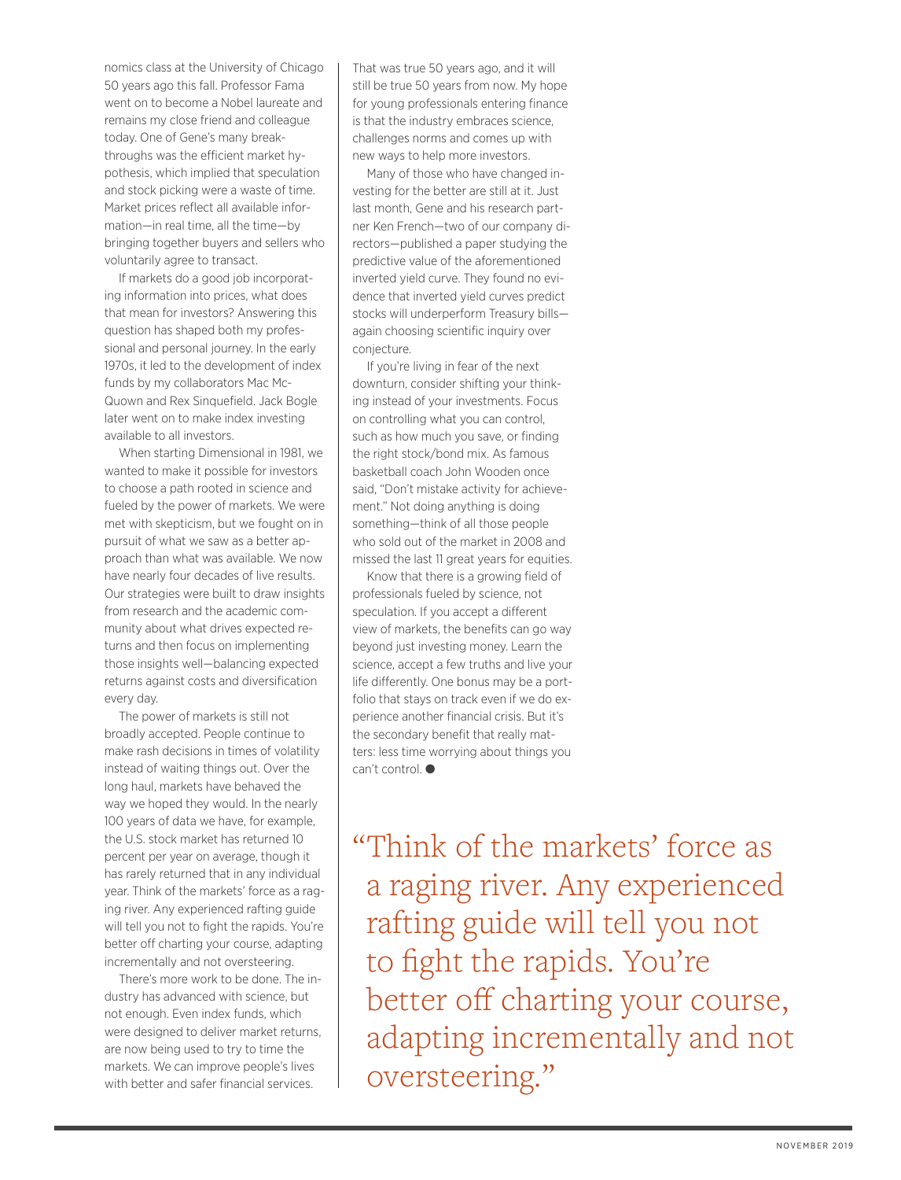nomics class at the University of Chicago 50 years ago this fall. Professor Fama went on to become a Nobel laureate and remains my close friend and colleague today. One of Gene's many breakthroughs was the efficient market hypothesis, which implied that speculation and stock picking were a waste of time. Market prices reflect all available information—in real time, all the time—by bringing together buyers and sellers who voluntarily agree to transact.

If markets do a good job incorporating information into prices, what does that mean for investors? Answering this question has shaped both my professional and personal journey. In the early 1970s, it led to the development of index funds by my collaborators Mac McQuown and Rex Sinquefield. Jack Bogle later went on to make index investing available to all investors.

When starting Dimensional in 1981, we wanted to make it possible for investors to choose a path rooted in science and fueled by the power of markets. We were met with skepticism, but we fought on in pursuit of what we saw as a better approach than what was available. We now have nearly four decades of live results. Our strategies were built to draw insights from research and the academic community about what drives expected returns and then focus on implementing those insights well—balancing expected returns against costs and diversification every day.

The power of markets is still not broadly accepted. People continue to make rash decisions in times of volatility instead of waiting things out. Over the long haul, markets have behaved the way we hoped they would. In the nearly 100 years of data we have, for example, the U.S. stock market has returned 10 percent per year on average, though it has rarely returned that in any individual year. Think of the markets' force as a raging river. Any experienced rafting guide will tell you not to fight the rapids. You're better off charting your course, adapting incrementally and not oversteering.

There's more work to be done. The industry has advanced with science, but not enough. Even index funds, which were designed to deliver market returns, are now being used to try to time the markets. We can improve people's lives with better and safer financial services. That was true 50 years ago, and it will still be true 50 years from now. My hope for young professionals entering finance is that the industry embraces science, challenges norms and comes up with new ways to help more investors.

Many of those who have changed investing for the better are still at it. Just last month, Gene and his research partner Ken French—two of our company directors—published a paper studying the predictive value of the aforementioned inverted yield curve. They found no evidence that inverted yield curves predict stocks will underperform Treasury bills—again choosing scientific inquiry over conjecture.

If you're living in fear of the next downturn, consider shifting your thinking instead of your investments. Focus on controlling what you can control, such as how much you save, or finding the right stock/bond mix. As famous basketball coach John Wooden once said, "Don't mistake activity for achievement." Not doing anything is doing something—think of all those people who sold out of the market in 2008 and missed the last 11 great years for equities.

Know that there is a growing field of professionals fueled by science, not speculation. If you accept a different view of markets, the benefits can go way beyond just investing money. Learn the science, accept a few truths and live your life differently. One bonus may be a portfolio that stays on track even if we do experience another financial crisis. But it's the secondary benefit that really matters: less time worrying about things you can't control. ●

> "Think of the markets' force as a raging river. Any experienced rafting guide will tell you not to fight the rapids. You're better off charting your course, adapting incrementally and not oversteering."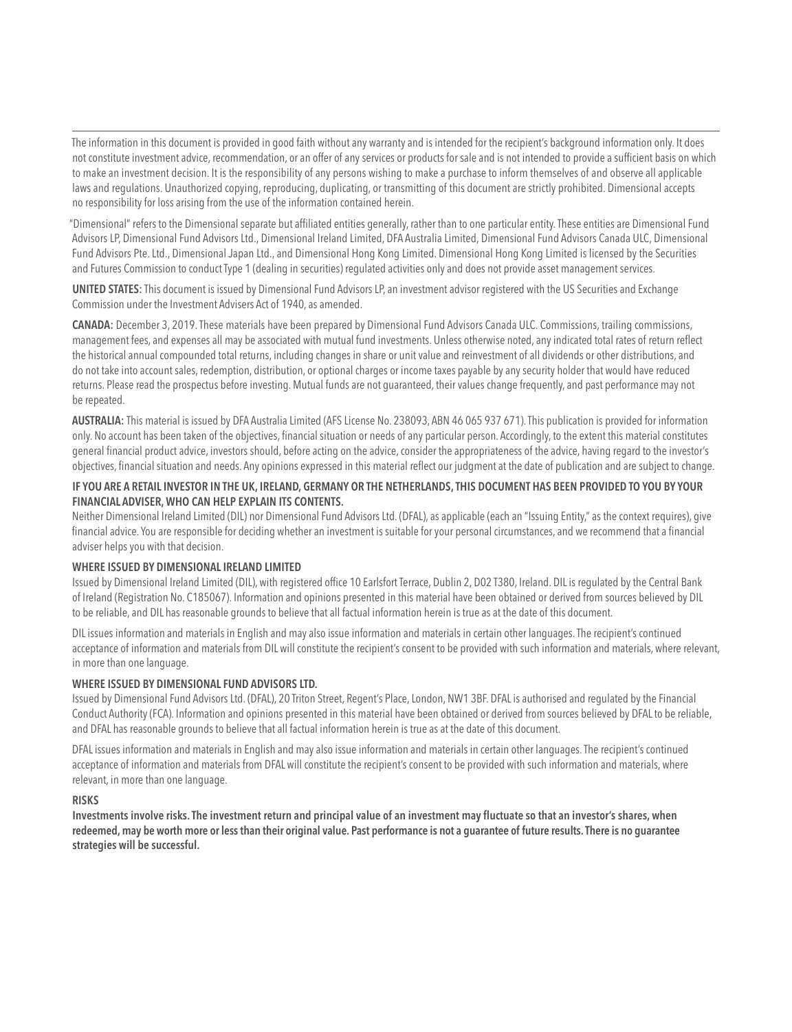The information in this document is provided in good faith without any warranty and is intended for the recipient's background information only. It does not constitute investment advice, recommendation, or an offer of any services or products for sale and is not intended to provide a sufficient basis on which to make an investment decision. It is the responsibility of any persons wishing to make a purchase to inform themselves of and observe all applicable laws and regulations. Unauthorized copying, reproducing, duplicating, or transmitting of this document are strictly prohibited. Dimensional accepts no responsibility for loss arising from the use of the information contained herein.

"Dimensional" refers to the Dimensional separate but affiliated entities generally, rather than to one particular entity. These entities are Dimensional Fund Advisors LP, Dimensional Fund Advisors Ltd., Dimensional Ireland Limited, DFA Australia Limited, Dimensional Fund Advisors Canada ULC, Dimensional Fund Advisors Pte. Ltd., Dimensional Japan Ltd., and Dimensional Hong Kong Limited. Dimensional Hong Kong Limited is licensed by the Securities and Futures Commission to conduct Type 1 (dealing in securities) regulated activities only and does not provide asset management services.

**UNITED STATES:** This document is issued by Dimensional Fund Advisors LP, an investment advisor registered with the US Securities and Exchange Commission under the Investment Advisers Act of 1940, as amended.

**CANADA:** December 3, 2019. These materials have been prepared by Dimensional Fund Advisors Canada ULC. Commissions, trailing commissions, management fees, and expenses all may be associated with mutual fund investments. Unless otherwise noted, any indicated total rates of return reflect the historical annual compounded total returns, including changes in share or unit value and reinvestment of all dividends or other distributions, and do not take into account sales, redemption, distribution, or optional charges or income taxes payable by any security holder that would have reduced returns. Please read the prospectus before investing. Mutual funds are not guaranteed, their values change frequently, and past performance may not be repeated.

**AUSTRALIA:** This material is issued by DFA Australia Limited (AFS License No. 238093, ABN 46 065 937 671). This publication is provided for information only. No account has been taken of the objectives, financial situation or needs of any particular person. Accordingly, to the extent this material constitutes general financial product advice, investors should, before acting on the advice, consider the appropriateness of the advice, having regard to the investor's objectives, financial situation and needs. Any opinions expressed in this material reflect our judgment at the date of publication and are subject to change.

**IF YOU ARE A RETAIL INVESTOR IN THE UK, IRELAND, GERMANY OR THE NETHERLANDS, THIS DOCUMENT HAS BEEN PROVIDED TO YOU BY YOUR FINANCIAL ADVISER, WHO CAN HELP EXPLAIN ITS CONTENTS.**

Neither Dimensional Ireland Limited (DIL) nor Dimensional Fund Advisors Ltd. (DFAL), as applicable (each an "Issuing Entity," as the context requires), give financial advice. You are responsible for deciding whether an investment is suitable for your personal circumstances, and we recommend that a financial adviser helps you with that decision.

**WHERE ISSUED BY DIMENSIONAL IRELAND LIMITED**

Issued by Dimensional Ireland Limited (DIL), with registered office 10 Earlsfort Terrace, Dublin 2, D02 T380, Ireland. DIL is regulated by the Central Bank of Ireland (Registration No. C185067). Information and opinions presented in this material have been obtained or derived from sources believed by DIL to be reliable, and DIL has reasonable grounds to believe that all factual information herein is true as at the date of this document.

DIL issues information and materials in English and may also issue information and materials in certain other languages. The recipient's continued acceptance of information and materials from DIL will constitute the recipient's consent to be provided with such information and materials, where relevant, in more than one language.

**WHERE ISSUED BY DIMENSIONAL FUND ADVISORS LTD.**

Issued by Dimensional Fund Advisors Ltd. (DFAL), 20 Triton Street, Regent's Place, London, NW1 3BF. DFAL is authorised and regulated by the Financial Conduct Authority (FCA). Information and opinions presented in this material have been obtained or derived from sources believed by DFAL to be reliable, and DFAL has reasonable grounds to believe that all factual information herein is true as at the date of this document.

DFAL issues information and materials in English and may also issue information and materials in certain other languages. The recipient's continued acceptance of information and materials from DFAL will constitute the recipient's consent to be provided with such information and materials, where relevant, in more than one language.

**RISKS**

**Investments involve risks. The investment return and principal value of an investment may fluctuate so that an investor's shares, when redeemed, may be worth more or less than their original value. Past performance is not a guarantee of future results. There is no guarantee strategies will be successful.**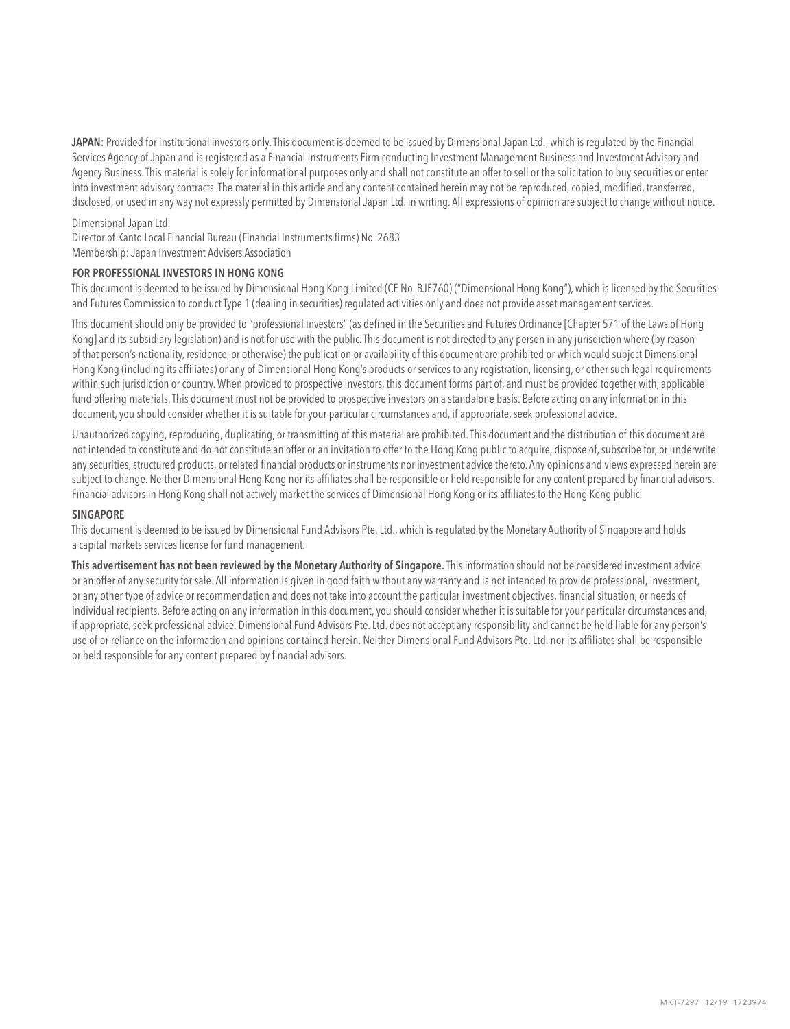**JAPAN:** Provided for institutional investors only. This document is deemed to be issued by Dimensional Japan Ltd., which is regulated by the Financial Services Agency of Japan and is registered as a Financial Instruments Firm conducting Investment Management Business and Investment Advisory and Agency Business. This material is solely for informational purposes only and shall not constitute an offer to sell or the solicitation to buy securities or enter into investment advisory contracts. The material in this article and any content contained herein may not be reproduced, copied, modified, transferred, disclosed, or used in any way not expressly permitted by Dimensional Japan Ltd. in writing. All expressions of opinion are subject to change without notice.

Dimensional Japan Ltd.
Director of Kanto Local Financial Bureau (Financial Instruments firms) No. 2683
Membership: Japan Investment Advisers Association

**FOR PROFESSIONAL INVESTORS IN HONG KONG**

This document is deemed to be issued by Dimensional Hong Kong Limited (CE No. BJE760) ("Dimensional Hong Kong"), which is licensed by the Securities and Futures Commission to conduct Type 1 (dealing in securities) regulated activities only and does not provide asset management services.

This document should only be provided to "professional investors" (as defined in the Securities and Futures Ordinance [Chapter 571 of the Laws of Hong Kong] and its subsidiary legislation) and is not for use with the public. This document is not directed to any person in any jurisdiction where (by reason of that person's nationality, residence, or otherwise) the publication or availability of this document are prohibited or which would subject Dimensional Hong Kong (including its affiliates) or any of Dimensional Hong Kong's products or services to any registration, licensing, or other such legal requirements within such jurisdiction or country. When provided to prospective investors, this document forms part of, and must be provided together with, applicable fund offering materials. This document must not be provided to prospective investors on a standalone basis. Before acting on any information in this document, you should consider whether it is suitable for your particular circumstances and, if appropriate, seek professional advice.

Unauthorized copying, reproducing, duplicating, or transmitting of this material are prohibited. This document and the distribution of this document are not intended to constitute and do not constitute an offer or an invitation to offer to the Hong Kong public to acquire, dispose of, subscribe for, or underwrite any securities, structured products, or related financial products or instruments nor investment advice thereto. Any opinions and views expressed herein are subject to change. Neither Dimensional Hong Kong nor its affiliates shall be responsible or held responsible for any content prepared by financial advisors. Financial advisors in Hong Kong shall not actively market the services of Dimensional Hong Kong or its affiliates to the Hong Kong public.

**SINGAPORE**

This document is deemed to be issued by Dimensional Fund Advisors Pte. Ltd., which is regulated by the Monetary Authority of Singapore and holds a capital markets services license for fund management.

**This advertisement has not been reviewed by the Monetary Authority of Singapore.** This information should not be considered investment advice or an offer of any security for sale. All information is given in good faith without any warranty and is not intended to provide professional, investment, or any other type of advice or recommendation and does not take into account the particular investment objectives, financial situation, or needs of individual recipients. Before acting on any information in this document, you should consider whether it is suitable for your particular circumstances and, if appropriate, seek professional advice. Dimensional Fund Advisors Pte. Ltd. does not accept any responsibility and cannot be held liable for any person's use of or reliance on the information and opinions contained herein. Neither Dimensional Fund Advisors Pte. Ltd. nor its affiliates shall be responsible or held responsible for any content prepared by financial advisors.

MKT-7297 12/19 1723974